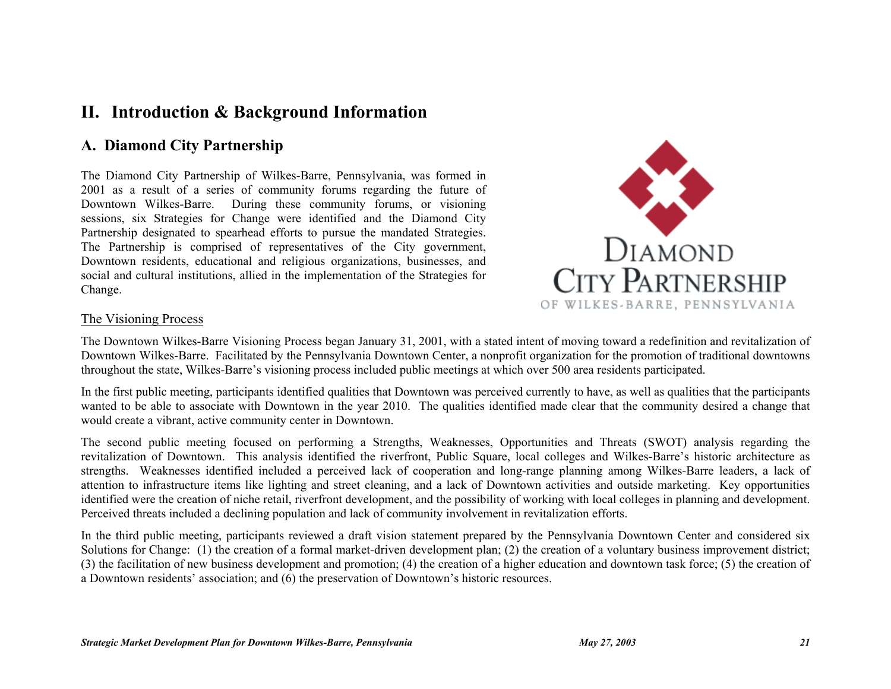# II. Introduction & Background Information

## A. Diamond City Partnership

The Diamond City Partnership of Wilkes-Barre, Pennsylvania, was formed in 2001 as a result of a series of community forums regarding the future of Downtown Wilkes-Barre. During these community forums, or visioning sessions, six Strategies for Change were identified and the Diamond City Partnership designated to spearhead efforts to pursue the mandated Strategies. The Partnership is comprised of representatives of the City government, Downtown residents, educational and religious organizations, businesses, and social and cultural institutions, allied in the implementation of the Strategies for Change.

DIAMOND CITY PARTNERSHIP OF WILKES-BARRE, PENNSYLVANIA

### The Visioning Process

The Downtown Wilkes-Barre Visioning Process began January 31, 2001, with a stated intent of moving toward a redefinition and revitalization of Downtown Wilkes-Barre. Facilitated by the Pennsylvania Downtown Center, a nonprofit organization for the promotion of traditional downtowns throughout the state, Wilkes-Barre's visioning process included public meetings at which over 500 area residents participated.

In the first public meeting, participants identified qualities that Downtown was perceived currently to have, as well as qualities that the participants wanted to be able to associate with Downtown in the year 2010. The qualities identified made clear that the community desired a change that would create a vibrant, active community center in Downtown.

The second public meeting focused on performing a Strengths, Weaknesses, Opportunities and Threats (SWOT) analysis regarding the revitalization of Downtown. This analysis identified the riverfront, Public Square, local colleges and Wilkes-Barre's historic architecture as strengths. Weaknesses identified included a perceived lack of cooperation and long-range planning among Wilkes-Barre leaders, a lack of attention to infrastructure items like lighting and street cleaning, and a lack of Downtown activities and outside marketing. Key opportunities identified were the creation of niche retail, riverfront development, and the possibility of working with local colleges in planning and development. Perceived threats included a declining population and lack of community involvement in revitalization efforts.

In the third public meeting, participants reviewed a draft vision statement prepared by the Pennsylvania Downtown Center and considered six Solutions for Change: (1) the creation of a formal market-driven development plan; (2) the creation of a voluntary business improvement district; (3) the facilitation of new business development and promotion; (4) the creation of a higher education and downtown task force; (5) the creation of a Downtown residents' association; and (6) the preservation of Downtown's historic resources.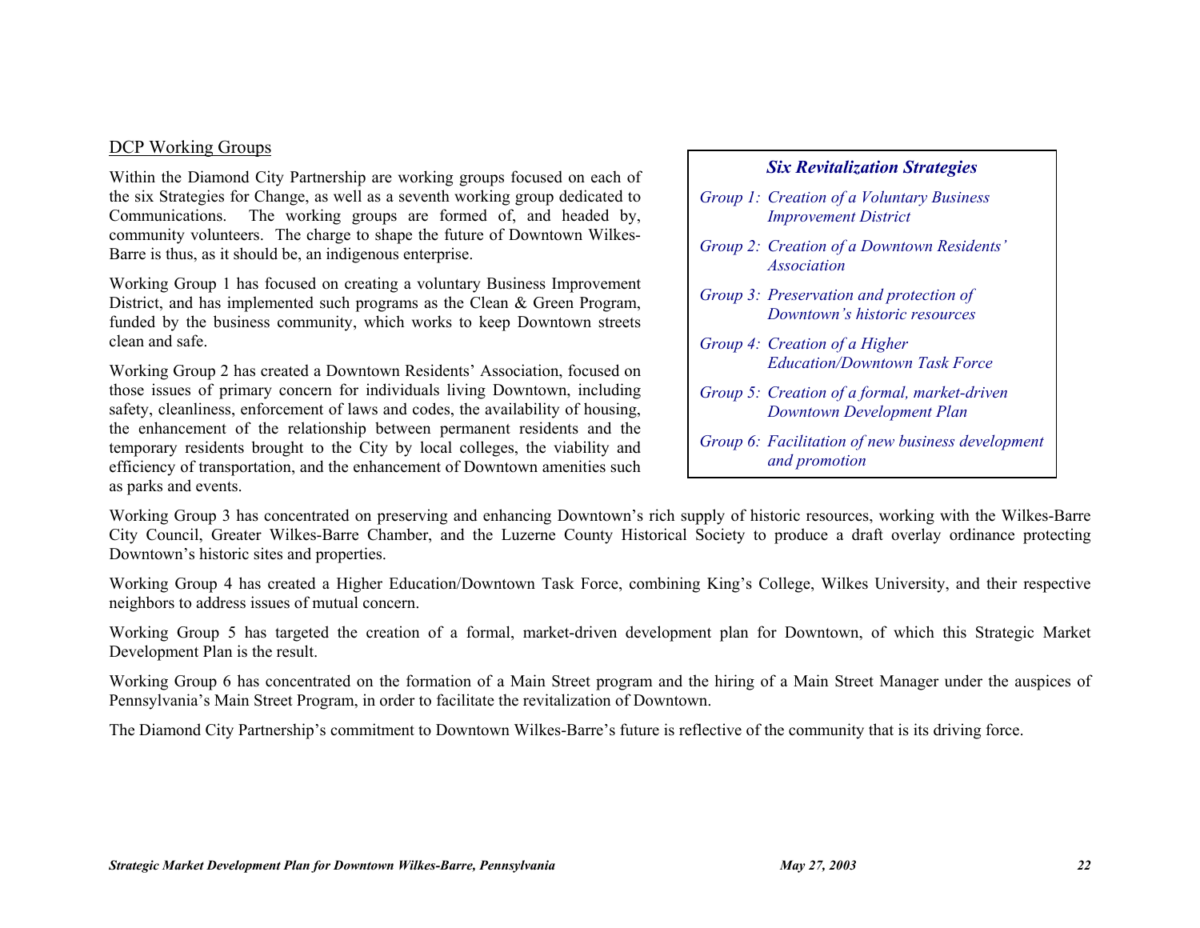DCP Working Groups

Within the Diamond City Partnership are working groups focused on each of the six Strategies for Change, as well as a seventh working group dedicated to Communications. The working groups are formed of, and headed by, community volunteers. The charge to shape the future of Downtown Wilkes-Barre is thus, as it should be, an indigenous enterprise.

Working Group 1 has focused on creating a voluntary Business Improvement District, and has implemented such programs as the Clean & Green Program, funded by the business community, which works to keep Downtown streets clean and safe.

Working Group 2 has created a Downtown Residents' Association, focused on those issues of primary concern for individuals living Downtown, including safety, cleanliness, enforcement of laws and codes, the availability of housing, the enhancement of the relationship between permanent residents and the temporary residents brought to the City by local colleges, the viability and efficiency of transportation, and the enhancement of Downtown amenities such as parks and events.

> ***Six Revitalization Strategies***
>
> *Group 1: Creation of a Voluntary Business Improvement District*
>
> *Group 2: Creation of a Downtown Residents' Association*
>
> *Group 3: Preservation and protection of Downtown's historic resources*
>
> *Group 4: Creation of a Higher Education/Downtown Task Force*
>
> *Group 5: Creation of a formal, market-driven Downtown Development Plan*
>
> *Group 6: Facilitation of new business development and promotion*

Working Group 3 has concentrated on preserving and enhancing Downtown's rich supply of historic resources, working with the Wilkes-Barre City Council, Greater Wilkes-Barre Chamber, and the Luzerne County Historical Society to produce a draft overlay ordinance protecting Downtown's historic sites and properties.

Working Group 4 has created a Higher Education/Downtown Task Force, combining King's College, Wilkes University, and their respective neighbors to address issues of mutual concern.

Working Group 5 has targeted the creation of a formal, market-driven development plan for Downtown, of which this Strategic Market Development Plan is the result.

Working Group 6 has concentrated on the formation of a Main Street program and the hiring of a Main Street Manager under the auspices of Pennsylvania's Main Street Program, in order to facilitate the revitalization of Downtown.

The Diamond City Partnership's commitment to Downtown Wilkes-Barre's future is reflective of the community that is its driving force.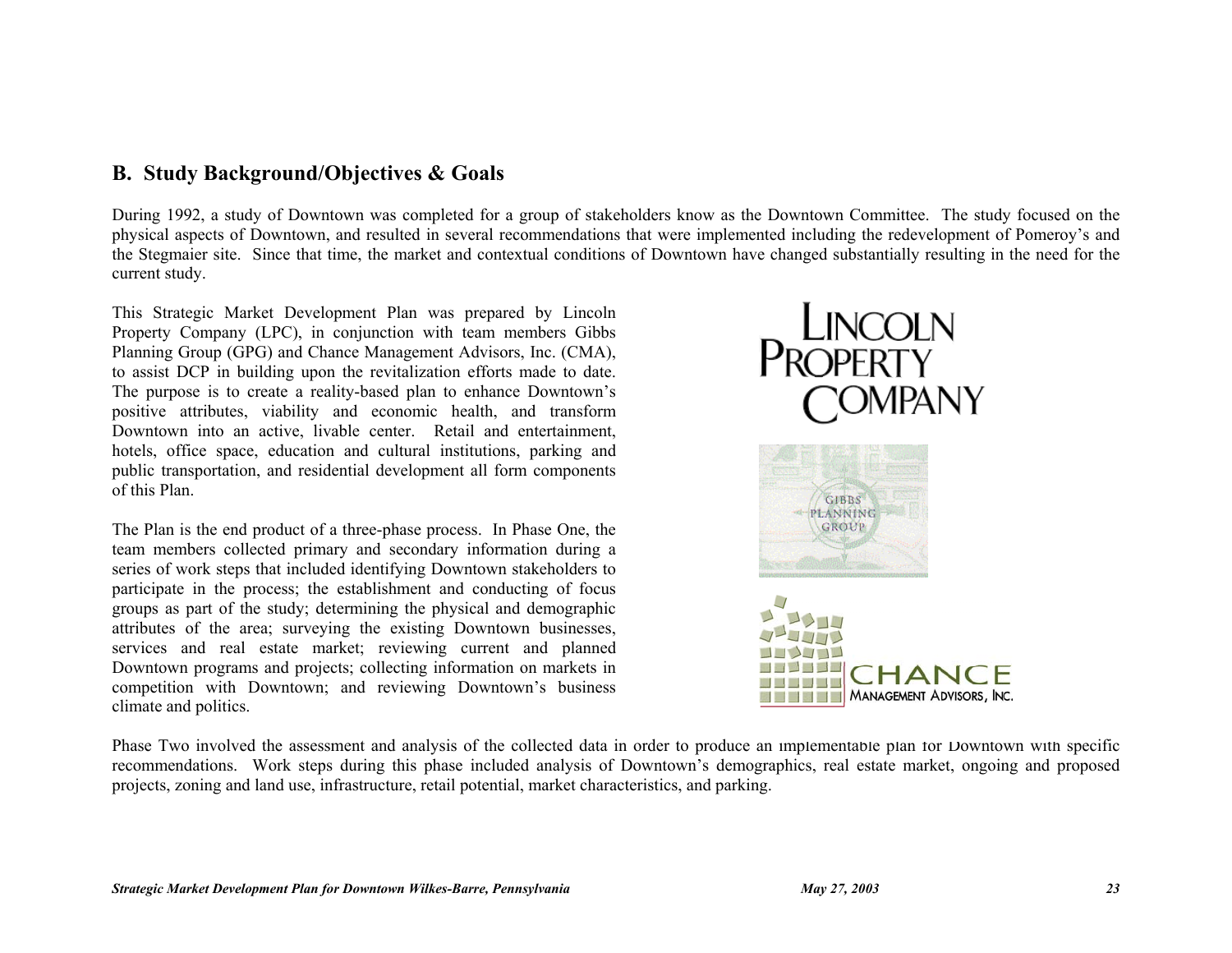## B. Study Background/Objectives & Goals

During 1992, a study of Downtown was completed for a group of stakeholders know as the Downtown Committee. The study focused on the physical aspects of Downtown, and resulted in several recommendations that were implemented including the redevelopment of Pomeroy's and the Stegmaier site. Since that time, the market and contextual conditions of Downtown have changed substantially resulting in the need for the current study.

This Strategic Market Development Plan was prepared by Lincoln Property Company (LPC), in conjunction with team members Gibbs Planning Group (GPG) and Chance Management Advisors, Inc. (CMA), to assist DCP in building upon the revitalization efforts made to date. The purpose is to create a reality-based plan to enhance Downtown's positive attributes, viability and economic health, and transform Downtown into an active, livable center. Retail and entertainment, hotels, office space, education and cultural institutions, parking and public transportation, and residential development all form components of this Plan.

The Plan is the end product of a three-phase process. In Phase One, the team members collected primary and secondary information during a series of work steps that included identifying Downtown stakeholders to participate in the process; the establishment and conducting of focus groups as part of the study; determining the physical and demographic attributes of the area; surveying the existing Downtown businesses, services and real estate market; reviewing current and planned Downtown programs and projects; collecting information on markets in competition with Downtown; and reviewing Downtown's business climate and politics.

Phase Two involved the assessment and analysis of the collected data in order to produce an implementable plan for Downtown with specific recommendations. Work steps during this phase included analysis of Downtown's demographics, real estate market, ongoing and proposed projects, zoning and land use, infrastructure, retail potential, market characteristics, and parking.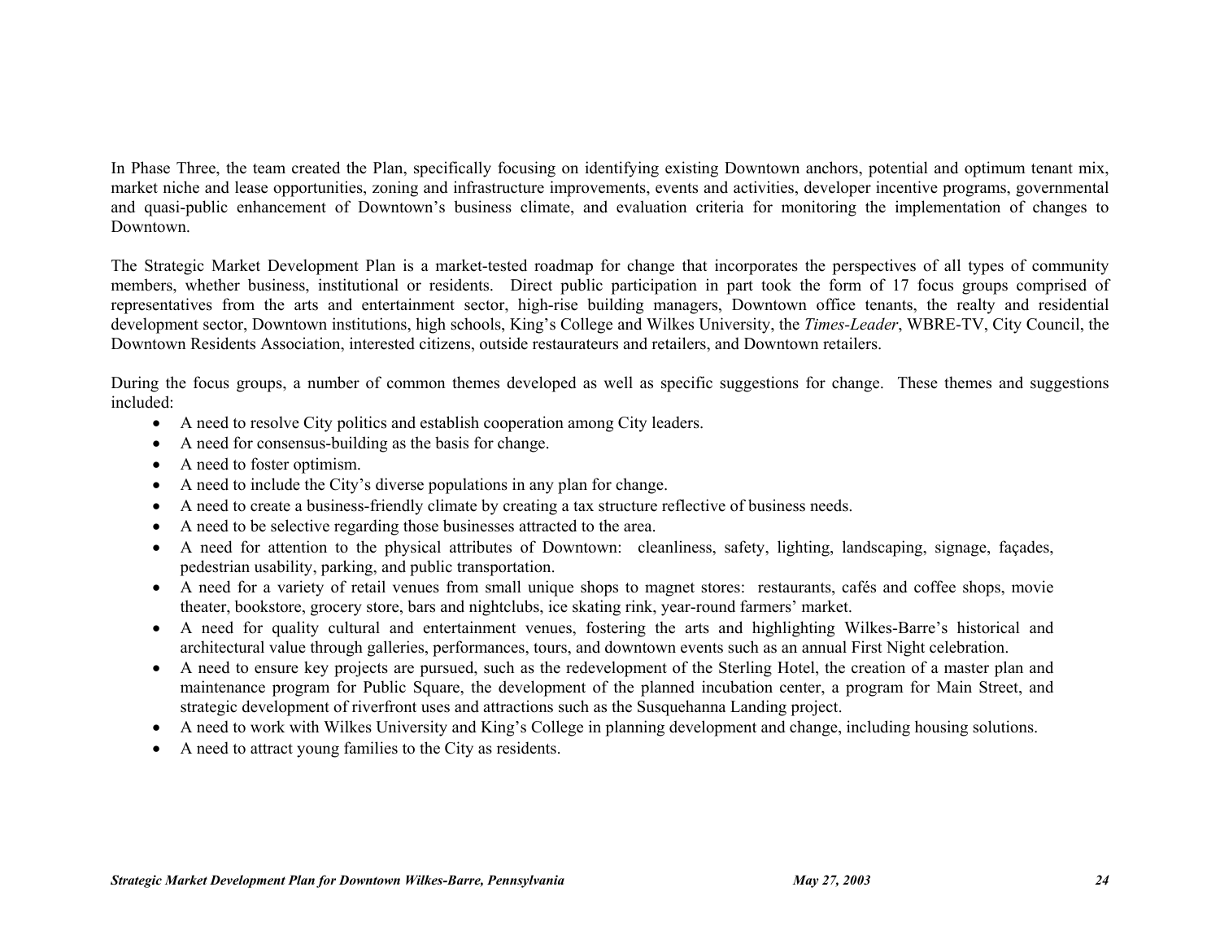In Phase Three, the team created the Plan, specifically focusing on identifying existing Downtown anchors, potential and optimum tenant mix, market niche and lease opportunities, zoning and infrastructure improvements, events and activities, developer incentive programs, governmental and quasi-public enhancement of Downtown's business climate, and evaluation criteria for monitoring the implementation of changes to Downtown.

The Strategic Market Development Plan is a market-tested roadmap for change that incorporates the perspectives of all types of community members, whether business, institutional or residents. Direct public participation in part took the form of 17 focus groups comprised of representatives from the arts and entertainment sector, high-rise building managers, Downtown office tenants, the realty and residential development sector, Downtown institutions, high schools, King's College and Wilkes University, the *Times-Leader*, WBRE-TV, City Council, the Downtown Residents Association, interested citizens, outside restaurateurs and retailers, and Downtown retailers.

During the focus groups, a number of common themes developed as well as specific suggestions for change. These themes and suggestions included:

- A need to resolve City politics and establish cooperation among City leaders.
- A need for consensus-building as the basis for change.
- A need to foster optimism.
- A need to include the City's diverse populations in any plan for change.
- A need to create a business-friendly climate by creating a tax structure reflective of business needs.
- A need to be selective regarding those businesses attracted to the area.
- A need for attention to the physical attributes of Downtown: cleanliness, safety, lighting, landscaping, signage, façades, pedestrian usability, parking, and public transportation.
- A need for a variety of retail venues from small unique shops to magnet stores: restaurants, cafés and coffee shops, movie theater, bookstore, grocery store, bars and nightclubs, ice skating rink, year-round farmers' market.
- A need for quality cultural and entertainment venues, fostering the arts and highlighting Wilkes-Barre's historical and architectural value through galleries, performances, tours, and downtown events such as an annual First Night celebration.
- A need to ensure key projects are pursued, such as the redevelopment of the Sterling Hotel, the creation of a master plan and maintenance program for Public Square, the development of the planned incubation center, a program for Main Street, and strategic development of riverfront uses and attractions such as the Susquehanna Landing project.
- A need to work with Wilkes University and King's College in planning development and change, including housing solutions.
- A need to attract young families to the City as residents.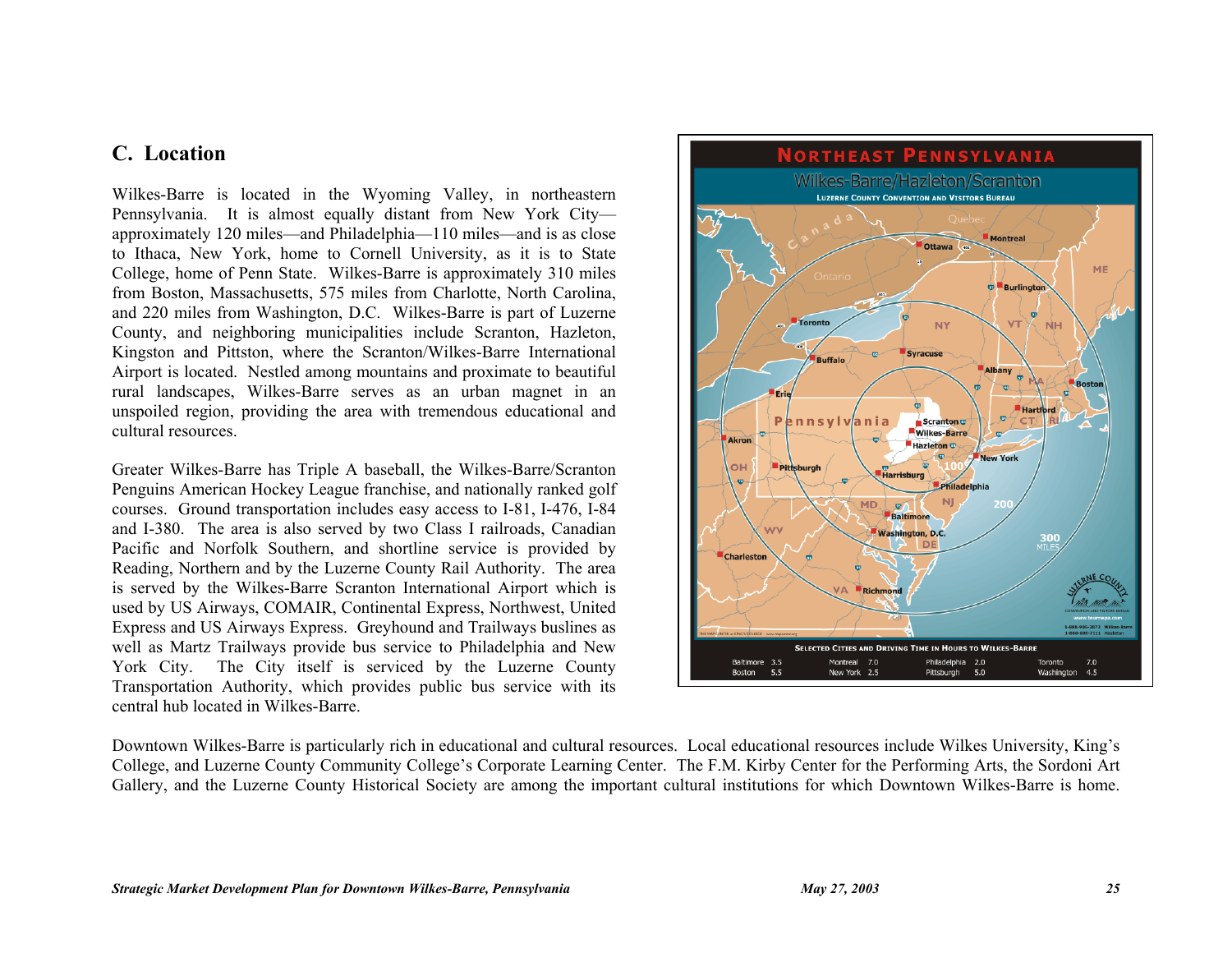## C. Location

Wilkes-Barre is located in the Wyoming Valley, in northeastern Pennsylvania. It is almost equally distant from New York City—approximately 120 miles—and Philadelphia—110 miles—and is as close to Ithaca, New York, home to Cornell University, as it is to State College, home of Penn State. Wilkes-Barre is approximately 310 miles from Boston, Massachusetts, 575 miles from Charlotte, North Carolina, and 220 miles from Washington, D.C. Wilkes-Barre is part of Luzerne County, and neighboring municipalities include Scranton, Hazleton, Kingston and Pittston, where the Scranton/Wilkes-Barre International Airport is located. Nestled among mountains and proximate to beautiful rural landscapes, Wilkes-Barre serves as an urban magnet in an unspoiled region, providing the area with tremendous educational and cultural resources.

Greater Wilkes-Barre has Triple A baseball, the Wilkes-Barre/Scranton Penguins American Hockey League franchise, and nationally ranked golf courses. Ground transportation includes easy access to I-81, I-476, I-84 and I-380. The area is also served by two Class I railroads, Canadian Pacific and Norfolk Southern, and shortline service is provided by Reading, Northern and by the Luzerne County Rail Authority. The area is served by the Wilkes-Barre Scranton International Airport which is used by US Airways, COMAIR, Continental Express, Northwest, United Express and US Airways Express. Greyhound and Trailways buslines as well as Martz Trailways provide bus service to Philadelphia and New York City. The City itself is serviced by the Luzerne County Transportation Authority, which provides public bus service with its central hub located in Wilkes-Barre.

**NORTHEAST PENNSYLVANIA**

Wilkes-Barre/Hazleton/Scranton

LUZERNE COUNTY CONVENTION AND VISITORS BUREAU

SELECTED CITIES AND DRIVING TIME IN HOURS TO WILKES-BARRE

| City | Hours | City | Hours | City | Hours | City | Hours |
|---|---|---|---|---|---|---|---|
| Baltimore | 3.5 | Montreal | 7.0 | Philadelphia | 2.0 | Toronto | 7.0 |
| Boston | 5.5 | New York | 2.5 | Pittsburgh | 5.0 | Washington | 4.5 |

Downtown Wilkes-Barre is particularly rich in educational and cultural resources. Local educational resources include Wilkes University, King's College, and Luzerne County Community College's Corporate Learning Center. The F.M. Kirby Center for the Performing Arts, the Sordoni Art Gallery, and the Luzerne County Historical Society are among the important cultural institutions for which Downtown Wilkes-Barre is home.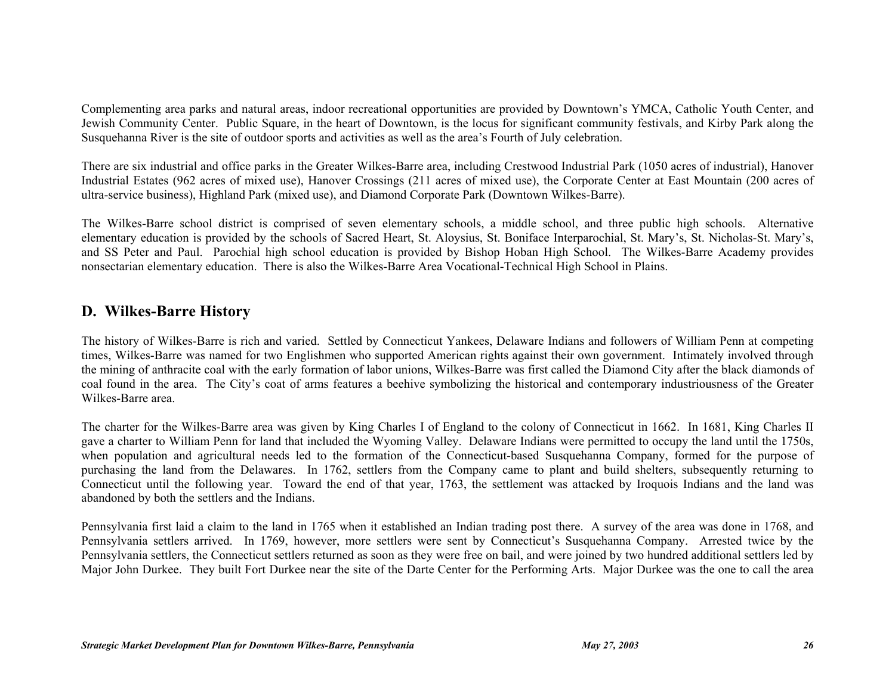Complementing area parks and natural areas, indoor recreational opportunities are provided by Downtown's YMCA, Catholic Youth Center, and Jewish Community Center. Public Square, in the heart of Downtown, is the locus for significant community festivals, and Kirby Park along the Susquehanna River is the site of outdoor sports and activities as well as the area's Fourth of July celebration.

There are six industrial and office parks in the Greater Wilkes-Barre area, including Crestwood Industrial Park (1050 acres of industrial), Hanover Industrial Estates (962 acres of mixed use), Hanover Crossings (211 acres of mixed use), the Corporate Center at East Mountain (200 acres of ultra-service business), Highland Park (mixed use), and Diamond Corporate Park (Downtown Wilkes-Barre).

The Wilkes-Barre school district is comprised of seven elementary schools, a middle school, and three public high schools. Alternative elementary education is provided by the schools of Sacred Heart, St. Aloysius, St. Boniface Interparochial, St. Mary's, St. Nicholas-St. Mary's, and SS Peter and Paul. Parochial high school education is provided by Bishop Hoban High School. The Wilkes-Barre Academy provides nonsectarian elementary education. There is also the Wilkes-Barre Area Vocational-Technical High School in Plains.

## D. Wilkes-Barre History

The history of Wilkes-Barre is rich and varied. Settled by Connecticut Yankees, Delaware Indians and followers of William Penn at competing times, Wilkes-Barre was named for two Englishmen who supported American rights against their own government. Intimately involved through the mining of anthracite coal with the early formation of labor unions, Wilkes-Barre was first called the Diamond City after the black diamonds of coal found in the area. The City's coat of arms features a beehive symbolizing the historical and contemporary industriousness of the Greater Wilkes-Barre area.

The charter for the Wilkes-Barre area was given by King Charles I of England to the colony of Connecticut in 1662. In 1681, King Charles II gave a charter to William Penn for land that included the Wyoming Valley. Delaware Indians were permitted to occupy the land until the 1750s, when population and agricultural needs led to the formation of the Connecticut-based Susquehanna Company, formed for the purpose of purchasing the land from the Delawares. In 1762, settlers from the Company came to plant and build shelters, subsequently returning to Connecticut until the following year. Toward the end of that year, 1763, the settlement was attacked by Iroquois Indians and the land was abandoned by both the settlers and the Indians.

Pennsylvania first laid a claim to the land in 1765 when it established an Indian trading post there. A survey of the area was done in 1768, and Pennsylvania settlers arrived. In 1769, however, more settlers were sent by Connecticut's Susquehanna Company. Arrested twice by the Pennsylvania settlers, the Connecticut settlers returned as soon as they were free on bail, and were joined by two hundred additional settlers led by Major John Durkee. They built Fort Durkee near the site of the Darte Center for the Performing Arts. Major Durkee was the one to call the area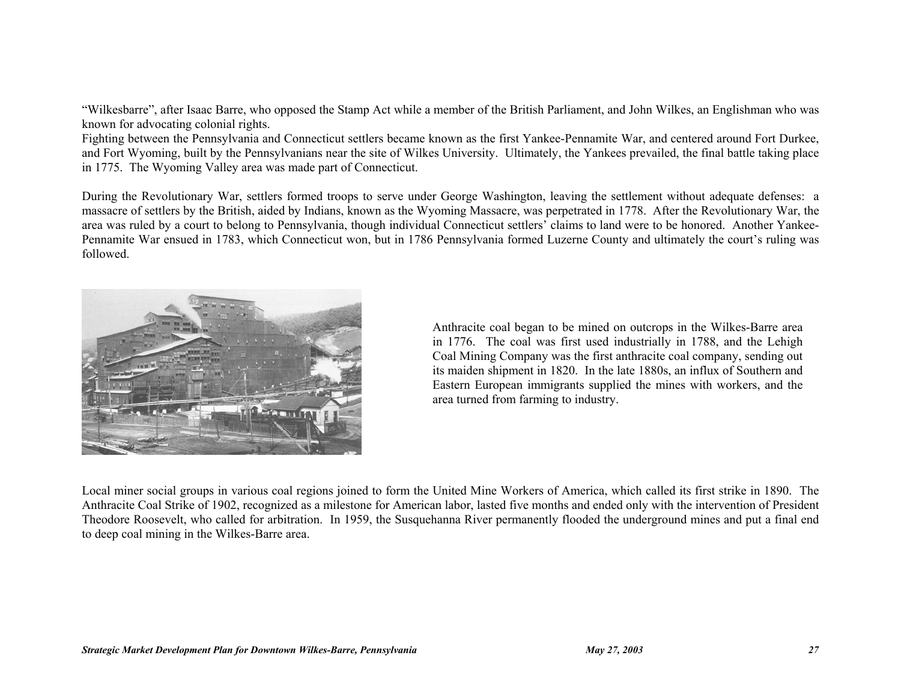"Wilkesbarre", after Isaac Barre, who opposed the Stamp Act while a member of the British Parliament, and John Wilkes, an Englishman who was known for advocating colonial rights.
Fighting between the Pennsylvania and Connecticut settlers became known as the first Yankee-Pennamite War, and centered around Fort Durkee, and Fort Wyoming, built by the Pennsylvanians near the site of Wilkes University. Ultimately, the Yankees prevailed, the final battle taking place in 1775. The Wyoming Valley area was made part of Connecticut.

During the Revolutionary War, settlers formed troops to serve under George Washington, leaving the settlement without adequate defenses: a massacre of settlers by the British, aided by Indians, known as the Wyoming Massacre, was perpetrated in 1778. After the Revolutionary War, the area was ruled by a court to belong to Pennsylvania, though individual Connecticut settlers' claims to land were to be honored. Another Yankee-Pennamite War ensued in 1783, which Connecticut won, but in 1786 Pennsylvania formed Luzerne County and ultimately the court's ruling was followed.

Anthracite coal began to be mined on outcrops in the Wilkes-Barre area in 1776. The coal was first used industrially in 1788, and the Lehigh Coal Mining Company was the first anthracite coal company, sending out its maiden shipment in 1820. In the late 1880s, an influx of Southern and Eastern European immigrants supplied the mines with workers, and the area turned from farming to industry.

Local miner social groups in various coal regions joined to form the United Mine Workers of America, which called its first strike in 1890. The Anthracite Coal Strike of 1902, recognized as a milestone for American labor, lasted five months and ended only with the intervention of President Theodore Roosevelt, who called for arbitration. In 1959, the Susquehanna River permanently flooded the underground mines and put a final end to deep coal mining in the Wilkes-Barre area.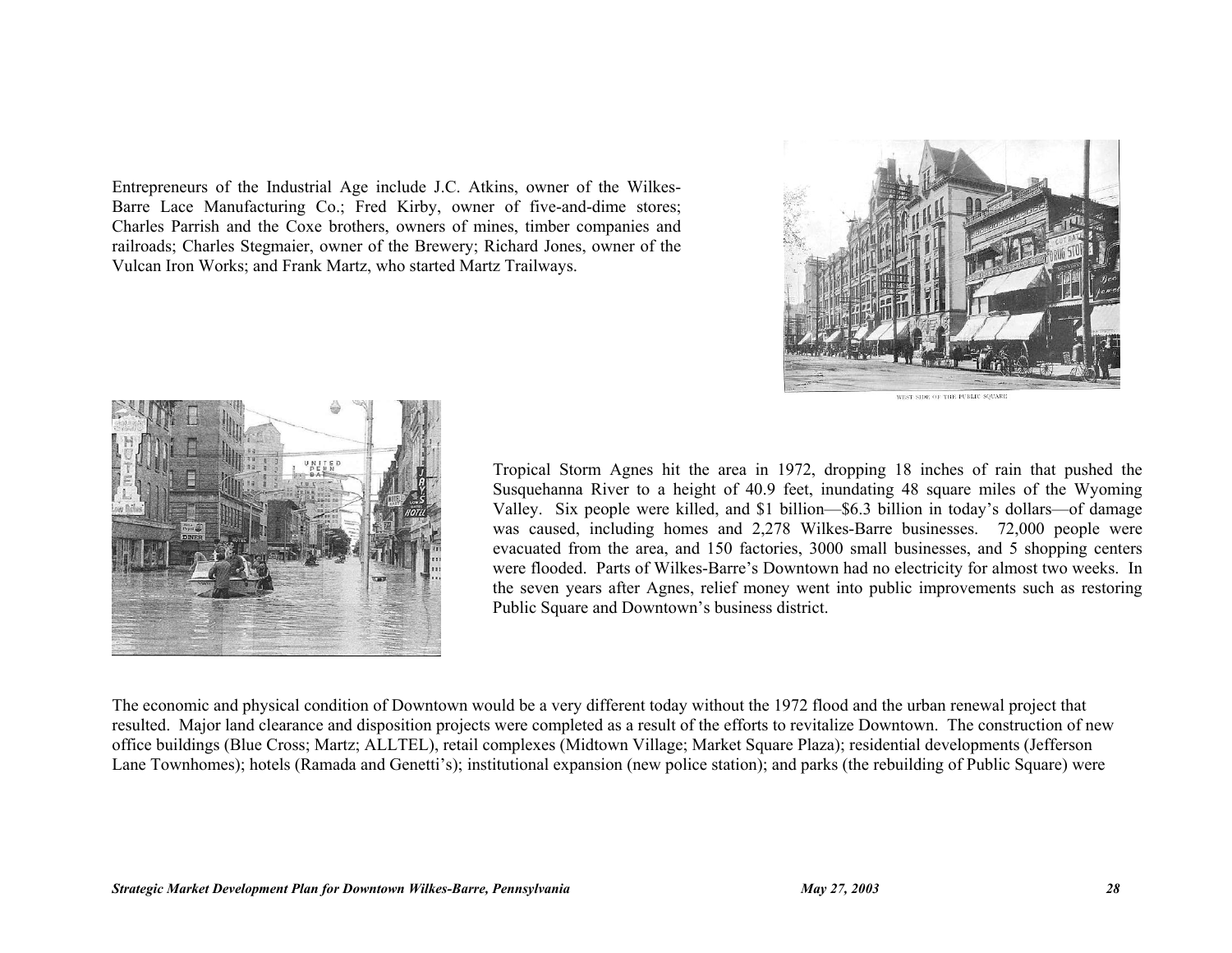Entrepreneurs of the Industrial Age include J.C. Atkins, owner of the Wilkes-Barre Lace Manufacturing Co.; Fred Kirby, owner of five-and-dime stores; Charles Parrish and the Coxe brothers, owners of mines, timber companies and railroads; Charles Stegmaier, owner of the Brewery; Richard Jones, owner of the Vulcan Iron Works; and Frank Martz, who started Martz Trailways.

WEST SIDE OF THE PUBLIC SQUARE

Tropical Storm Agnes hit the area in 1972, dropping 18 inches of rain that pushed the Susquehanna River to a height of 40.9 feet, inundating 48 square miles of the Wyoming Valley. Six people were killed, and $1 billion—$6.3 billion in today's dollars—of damage was caused, including homes and 2,278 Wilkes-Barre businesses. 72,000 people were evacuated from the area, and 150 factories, 3000 small businesses, and 5 shopping centers were flooded. Parts of Wilkes-Barre's Downtown had no electricity for almost two weeks. In the seven years after Agnes, relief money went into public improvements such as restoring Public Square and Downtown's business district.

The economic and physical condition of Downtown would be a very different today without the 1972 flood and the urban renewal project that resulted. Major land clearance and disposition projects were completed as a result of the efforts to revitalize Downtown. The construction of new office buildings (Blue Cross; Martz; ALLTEL), retail complexes (Midtown Village; Market Square Plaza); residential developments (Jefferson Lane Townhomes); hotels (Ramada and Genetti's); institutional expansion (new police station); and parks (the rebuilding of Public Square) were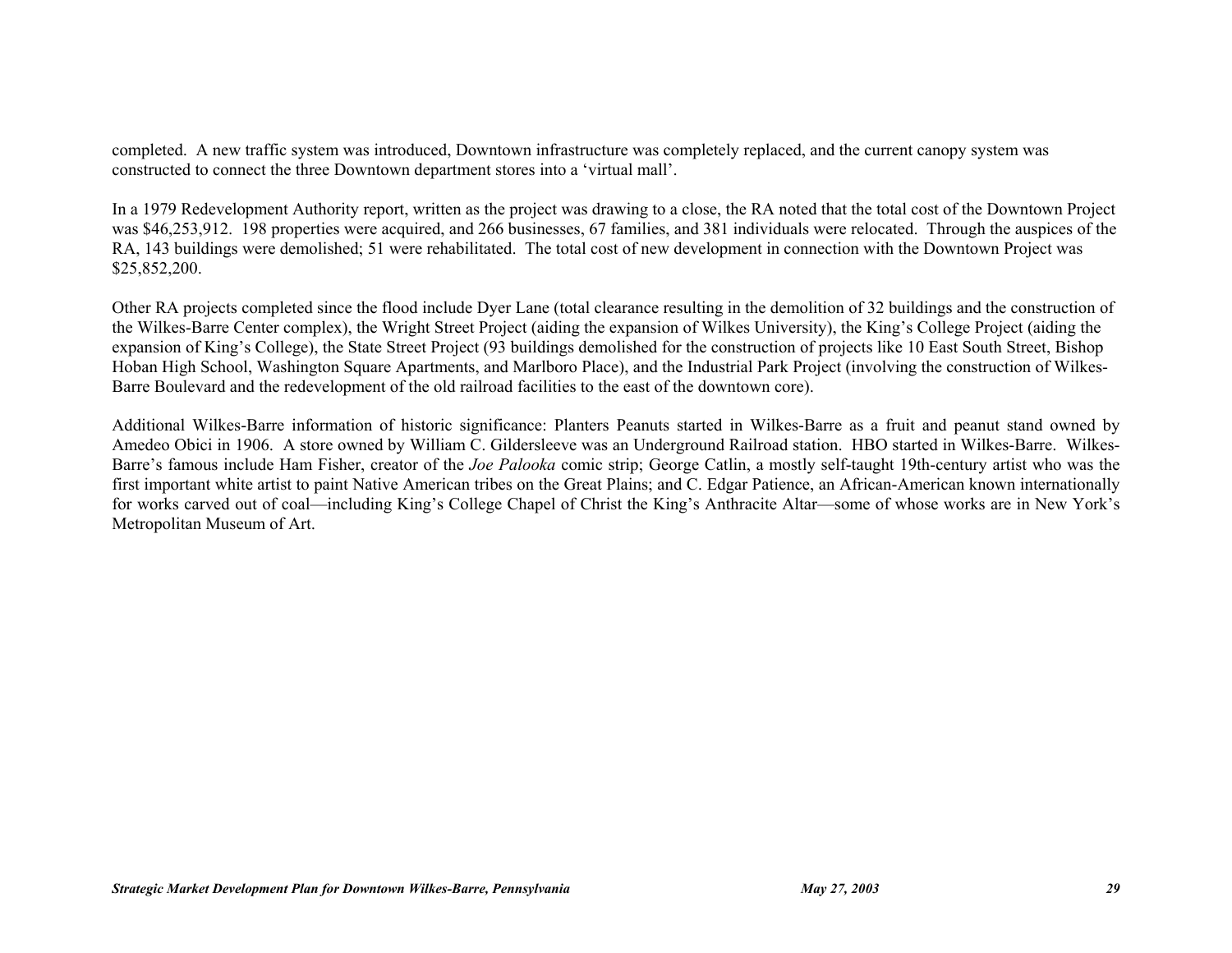completed. A new traffic system was introduced, Downtown infrastructure was completely replaced, and the current canopy system was constructed to connect the three Downtown department stores into a ‘virtual mall’.

In a 1979 Redevelopment Authority report, written as the project was drawing to a close, the RA noted that the total cost of the Downtown Project was $46,253,912. 198 properties were acquired, and 266 businesses, 67 families, and 381 individuals were relocated. Through the auspices of the RA, 143 buildings were demolished; 51 were rehabilitated. The total cost of new development in connection with the Downtown Project was $25,852,200.

Other RA projects completed since the flood include Dyer Lane (total clearance resulting in the demolition of 32 buildings and the construction of the Wilkes-Barre Center complex), the Wright Street Project (aiding the expansion of Wilkes University), the King’s College Project (aiding the expansion of King’s College), the State Street Project (93 buildings demolished for the construction of projects like 10 East South Street, Bishop Hoban High School, Washington Square Apartments, and Marlboro Place), and the Industrial Park Project (involving the construction of Wilkes-Barre Boulevard and the redevelopment of the old railroad facilities to the east of the downtown core).

Additional Wilkes-Barre information of historic significance: Planters Peanuts started in Wilkes-Barre as a fruit and peanut stand owned by Amedeo Obici in 1906. A store owned by William C. Gildersleeve was an Underground Railroad station. HBO started in Wilkes-Barre. Wilkes-Barre’s famous include Ham Fisher, creator of the *Joe Palooka* comic strip; George Catlin, a mostly self-taught 19th-century artist who was the first important white artist to paint Native American tribes on the Great Plains; and C. Edgar Patience, an African-American known internationally for works carved out of coal—including King’s College Chapel of Christ the King’s Anthracite Altar—some of whose works are in New York’s Metropolitan Museum of Art.